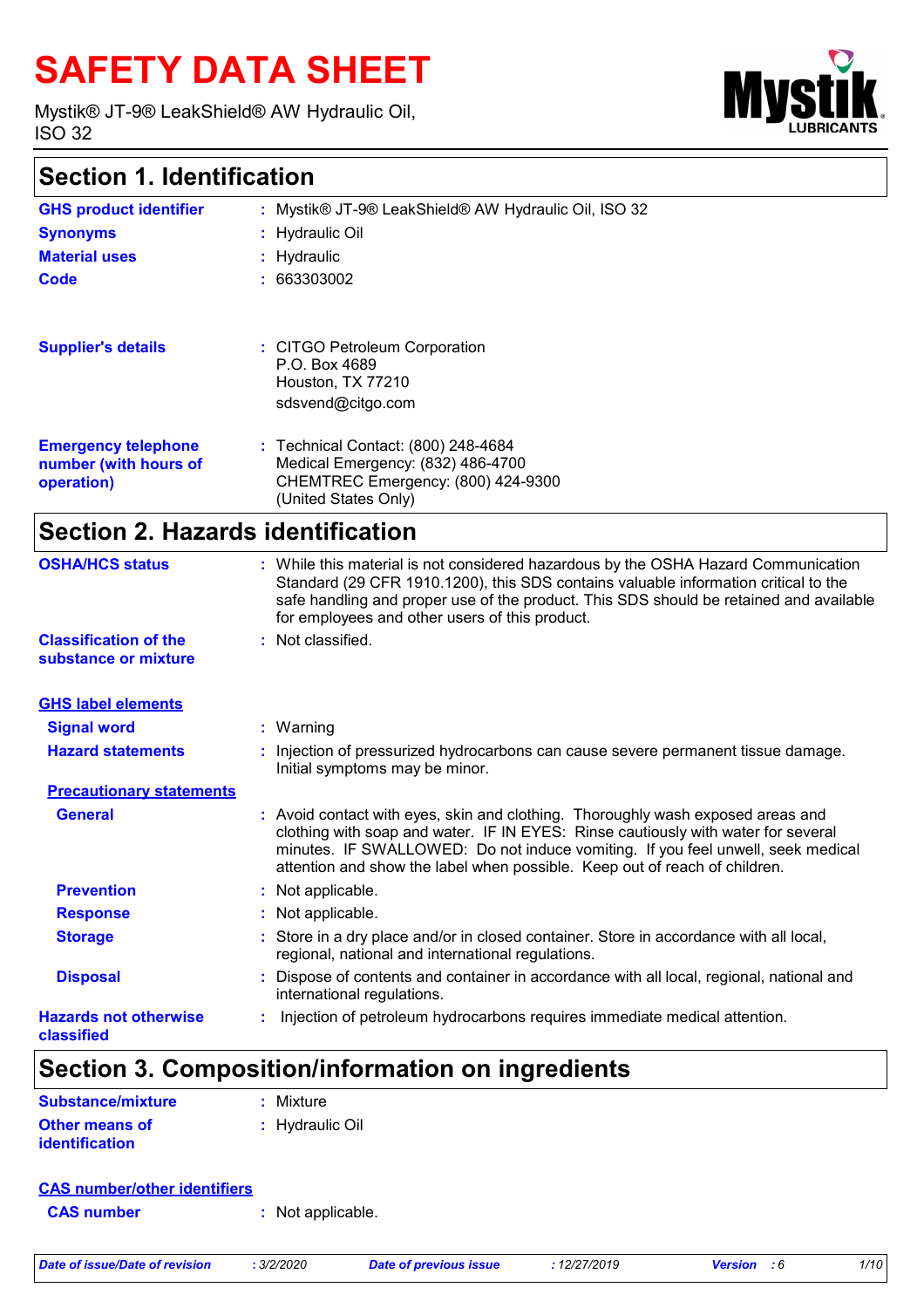# SAFETY DATA SHEET

Mystik® JT-9® LeakShield® AW Hydraulic Oil, ISO 32

## Section 1. Identification

**GHS product identifier** : Mystik® JT-9® LeakShield® AW Hydraulic Oil, ISO 32

**Synonyms** : Hydraulic Oil

**Material uses** : Hydraulic

**Code** : 663303002

**Supplier's details** : CITGO Petroleum Corporation
P.O. Box 4689
Houston, TX 77210
sdsvend@citgo.com

**Emergency telephone number (with hours of operation)** : Technical Contact: (800) 248-4684
Medical Emergency: (832) 486-4700
CHEMTREC Emergency: (800) 424-9300
(United States Only)

## Section 2. Hazards identification

**OSHA/HCS status** : While this material is not considered hazardous by the OSHA Hazard Communication Standard (29 CFR 1910.1200), this SDS contains valuable information critical to the safe handling and proper use of the product. This SDS should be retained and available for employees and other users of this product.

**Classification of the substance or mixture** : Not classified.

### GHS label elements

**Signal word** : Warning

**Hazard statements** : Injection of pressurized hydrocarbons can cause severe permanent tissue damage. Initial symptoms may be minor.

### Precautionary statements

**General** : Avoid contact with eyes, skin and clothing. Thoroughly wash exposed areas and clothing with soap and water. IF IN EYES: Rinse cautiously with water for several minutes. IF SWALLOWED: Do not induce vomiting. If you feel unwell, seek medical attention and show the label when possible. Keep out of reach of children.

**Prevention** : Not applicable.

**Response** : Not applicable.

**Storage** : Store in a dry place and/or in closed container. Store in accordance with all local, regional, national and international regulations.

**Disposal** : Dispose of contents and container in accordance with all local, regional, national and international regulations.

**Hazards not otherwise classified** : Injection of petroleum hydrocarbons requires immediate medical attention.

## Section 3. Composition/information on ingredients

**Substance/mixture** : Mixture

**Other means of identification** : Hydraulic Oil

### CAS number/other identifiers

**CAS number** : Not applicable.

*Date of issue/Date of revision* : 3/2/2020 *Date of previous issue* : 12/27/2019 *Version* : 6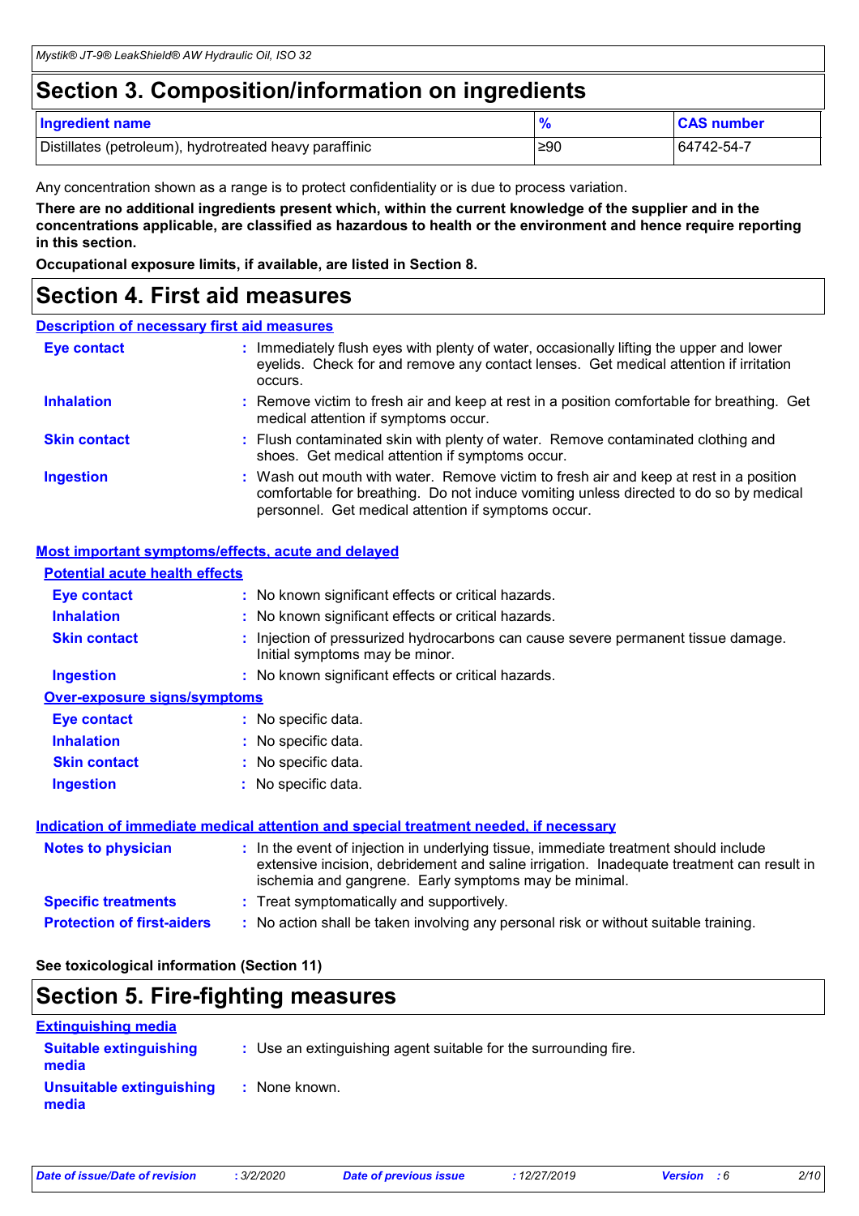## Section 3. Composition/information on ingredients

| Ingredient name | % | CAS number |
|---|---|---|
| Distillates (petroleum), hydrotreated heavy paraffinic | ≥90 | 64742-54-7 |

Any concentration shown as a range is to protect confidentiality or is due to process variation.

**There are no additional ingredients present which, within the current knowledge of the supplier and in the concentrations applicable, are classified as hazardous to health or the environment and hence require reporting in this section.**

**Occupational exposure limits, if available, are listed in Section 8.**

## Section 4. First aid measures

### Description of necessary first aid measures

**Eye contact** : Immediately flush eyes with plenty of water, occasionally lifting the upper and lower eyelids. Check for and remove any contact lenses. Get medical attention if irritation occurs.

**Inhalation** : Remove victim to fresh air and keep at rest in a position comfortable for breathing. Get medical attention if symptoms occur.

**Skin contact** : Flush contaminated skin with plenty of water. Remove contaminated clothing and shoes. Get medical attention if symptoms occur.

**Ingestion** : Wash out mouth with water. Remove victim to fresh air and keep at rest in a position comfortable for breathing. Do not induce vomiting unless directed to do so by medical personnel. Get medical attention if symptoms occur.

### Most important symptoms/effects, acute and delayed

#### Potential acute health effects

**Eye contact** : No known significant effects or critical hazards.

**Inhalation** : No known significant effects or critical hazards.

**Skin contact** : Injection of pressurized hydrocarbons can cause severe permanent tissue damage. Initial symptoms may be minor.

**Ingestion** : No known significant effects or critical hazards.

#### Over-exposure signs/symptoms

**Eye contact** : No specific data.

**Inhalation** : No specific data.

**Skin contact** : No specific data.

**Ingestion** : No specific data.

### Indication of immediate medical attention and special treatment needed, if necessary

**Notes to physician** : In the event of injection in underlying tissue, immediate treatment should include extensive incision, debridement and saline irrigation. Inadequate treatment can result in ischemia and gangrene. Early symptoms may be minimal.

**Specific treatments** : Treat symptomatically and supportively.

**Protection of first-aiders** : No action shall be taken involving any personal risk or without suitable training.

**See toxicological information (Section 11)**

## Section 5. Fire-fighting measures

### Extinguishing media

**Suitable extinguishing media** : Use an extinguishing agent suitable for the surrounding fire.

**Unsuitable extinguishing media** : None known.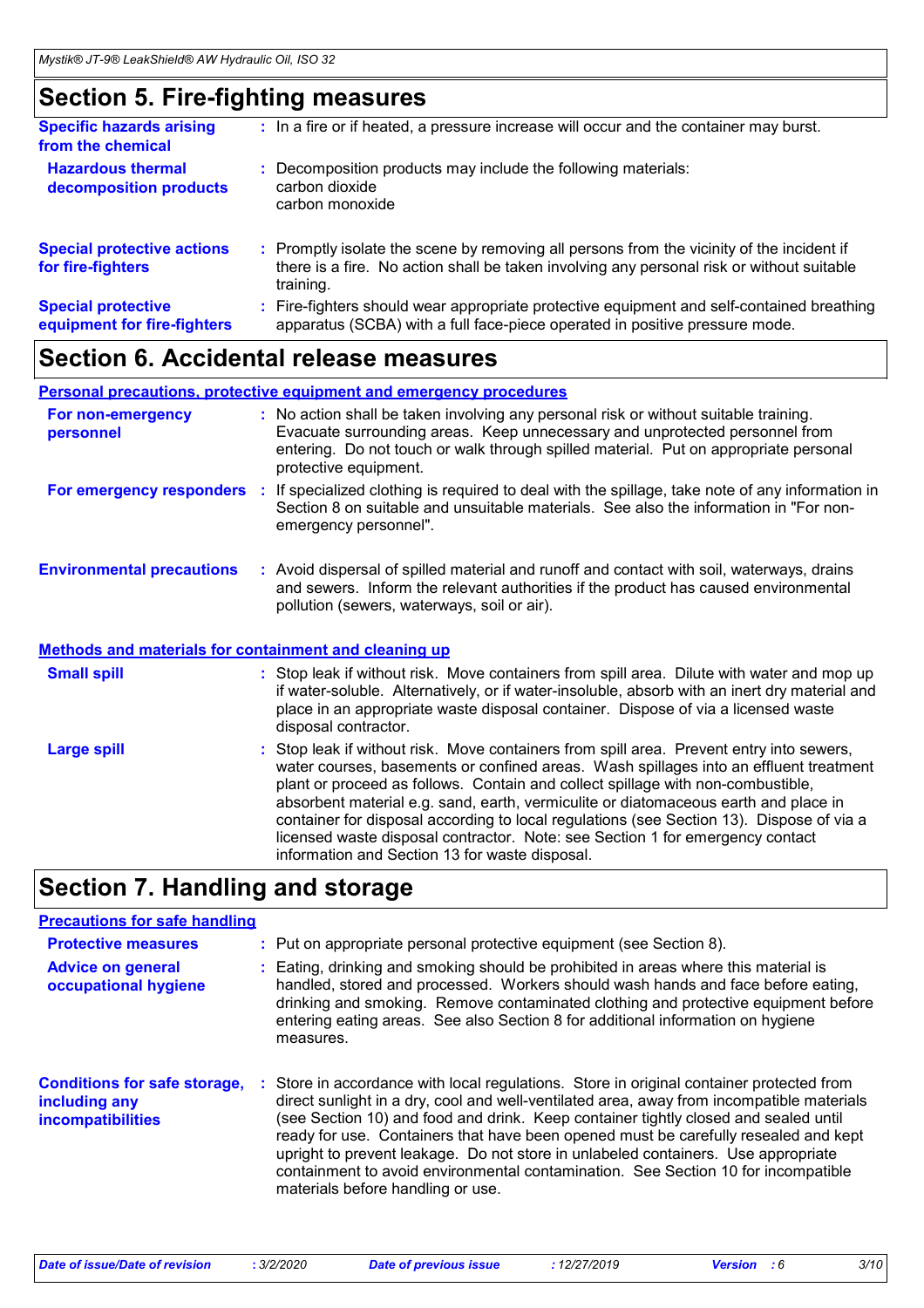# Section 5. Fire-fighting measures

**Specific hazards arising from the chemical** : In a fire or if heated, a pressure increase will occur and the container may burst.

**Hazardous thermal decomposition products** : Decomposition products may include the following materials:
carbon dioxide
carbon monoxide

**Special protective actions for fire-fighters** : Promptly isolate the scene by removing all persons from the vicinity of the incident if there is a fire. No action shall be taken involving any personal risk or without suitable training.

**Special protective equipment for fire-fighters** : Fire-fighters should wear appropriate protective equipment and self-contained breathing apparatus (SCBA) with a full face-piece operated in positive pressure mode.

# Section 6. Accidental release measures

## Personal precautions, protective equipment and emergency procedures

**For non-emergency personnel** : No action shall be taken involving any personal risk or without suitable training. Evacuate surrounding areas. Keep unnecessary and unprotected personnel from entering. Do not touch or walk through spilled material. Put on appropriate personal protective equipment.

**For emergency responders** : If specialized clothing is required to deal with the spillage, take note of any information in Section 8 on suitable and unsuitable materials. See also the information in "For non-emergency personnel".

**Environmental precautions** : Avoid dispersal of spilled material and runoff and contact with soil, waterways, drains and sewers. Inform the relevant authorities if the product has caused environmental pollution (sewers, waterways, soil or air).

## Methods and materials for containment and cleaning up

**Small spill** : Stop leak if without risk. Move containers from spill area. Dilute with water and mop up if water-soluble. Alternatively, or if water-insoluble, absorb with an inert dry material and place in an appropriate waste disposal container. Dispose of via a licensed waste disposal contractor.

**Large spill** : Stop leak if without risk. Move containers from spill area. Prevent entry into sewers, water courses, basements or confined areas. Wash spillages into an effluent treatment plant or proceed as follows. Contain and collect spillage with non-combustible, absorbent material e.g. sand, earth, vermiculite or diatomaceous earth and place in container for disposal according to local regulations (see Section 13). Dispose of via a licensed waste disposal contractor. Note: see Section 1 for emergency contact information and Section 13 for waste disposal.

# Section 7. Handling and storage

## Precautions for safe handling

**Protective measures** : Put on appropriate personal protective equipment (see Section 8).

**Advice on general occupational hygiene** : Eating, drinking and smoking should be prohibited in areas where this material is handled, stored and processed. Workers should wash hands and face before eating, drinking and smoking. Remove contaminated clothing and protective equipment before entering eating areas. See also Section 8 for additional information on hygiene measures.

**Conditions for safe storage, including any incompatibilities** : Store in accordance with local regulations. Store in original container protected from direct sunlight in a dry, cool and well-ventilated area, away from incompatible materials (see Section 10) and food and drink. Keep container tightly closed and sealed until ready for use. Containers that have been opened must be carefully resealed and kept upright to prevent leakage. Do not store in unlabeled containers. Use appropriate containment to avoid environmental contamination. See Section 10 for incompatible materials before handling or use.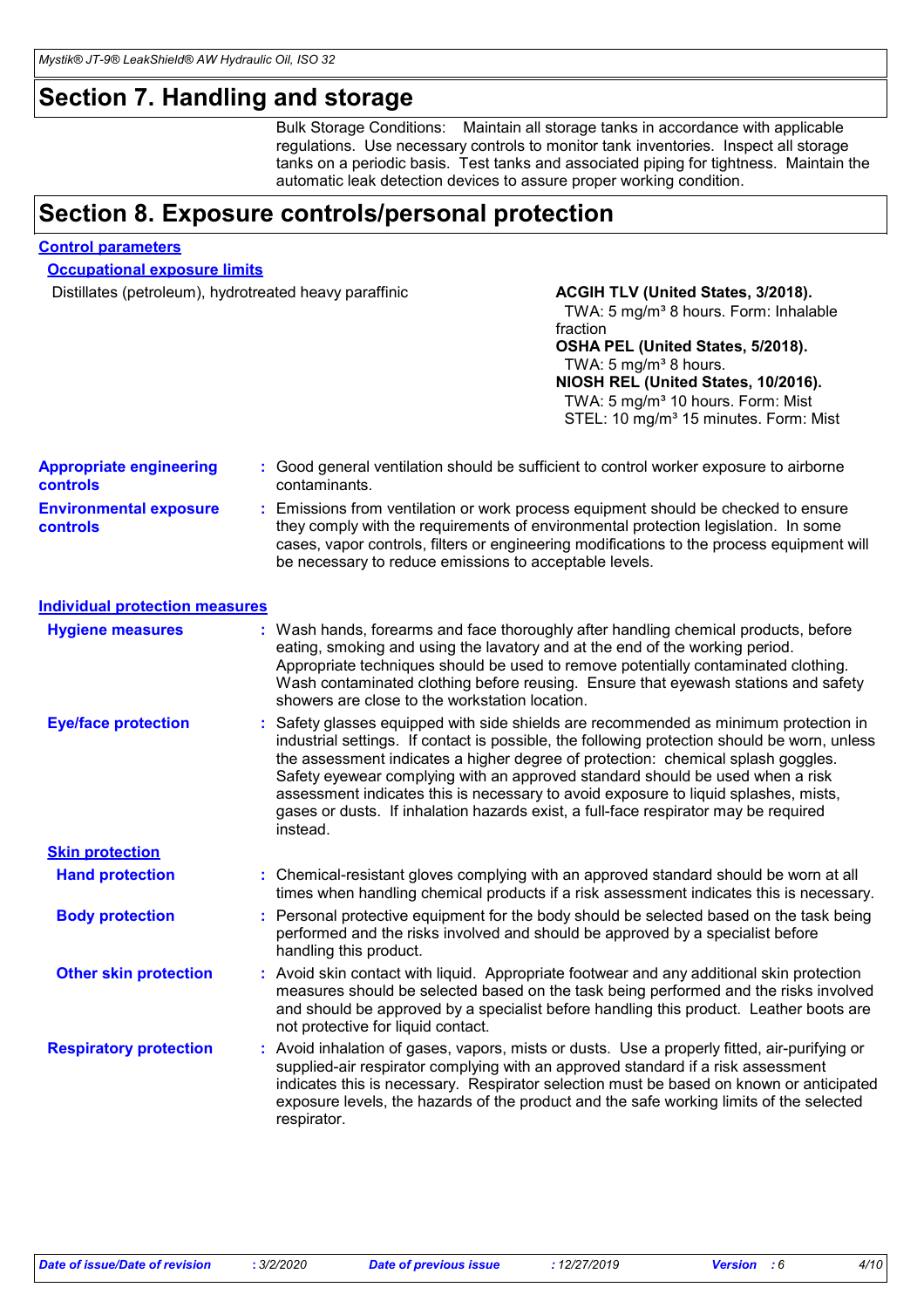## Section 7. Handling and storage

Bulk Storage Conditions: Maintain all storage tanks in accordance with applicable regulations. Use necessary controls to monitor tank inventories. Inspect all storage tanks on a periodic basis. Test tanks and associated piping for tightness. Maintain the automatic leak detection devices to assure proper working condition.

## Section 8. Exposure controls/personal protection

### Control parameters

#### Occupational exposure limits

| Ingredient name | Exposure limits |
| --- | --- |
| Distillates (petroleum), hydrotreated heavy paraffinic | **ACGIH TLV (United States, 3/2018).**<br>TWA: 5 mg/m³ 8 hours. Form: Inhalable fraction<br>**OSHA PEL (United States, 5/2018).**<br>TWA: 5 mg/m³ 8 hours.<br>**NIOSH REL (United States, 10/2016).**<br>TWA: 5 mg/m³ 10 hours. Form: Mist<br>STEL: 10 mg/m³ 15 minutes. Form: Mist |

**Appropriate engineering controls** : Good general ventilation should be sufficient to control worker exposure to airborne contaminants.

**Environmental exposure controls** : Emissions from ventilation or work process equipment should be checked to ensure they comply with the requirements of environmental protection legislation. In some cases, vapor controls, filters or engineering modifications to the process equipment will be necessary to reduce emissions to acceptable levels.

### Individual protection measures

**Hygiene measures** : Wash hands, forearms and face thoroughly after handling chemical products, before eating, smoking and using the lavatory and at the end of the working period. Appropriate techniques should be used to remove potentially contaminated clothing. Wash contaminated clothing before reusing. Ensure that eyewash stations and safety showers are close to the workstation location.

**Eye/face protection** : Safety glasses equipped with side shields are recommended as minimum protection in industrial settings. If contact is possible, the following protection should be worn, unless the assessment indicates a higher degree of protection: chemical splash goggles. Safety eyewear complying with an approved standard should be used when a risk assessment indicates this is necessary to avoid exposure to liquid splashes, mists, gases or dusts. If inhalation hazards exist, a full-face respirator may be required instead.

#### Skin protection

**Hand protection** : Chemical-resistant gloves complying with an approved standard should be worn at all times when handling chemical products if a risk assessment indicates this is necessary.

**Body protection** : Personal protective equipment for the body should be selected based on the task being performed and the risks involved and should be approved by a specialist before handling this product.

**Other skin protection** : Avoid skin contact with liquid. Appropriate footwear and any additional skin protection measures should be selected based on the task being performed and the risks involved and should be approved by a specialist before handling this product. Leather boots are not protective for liquid contact.

**Respiratory protection** : Avoid inhalation of gases, vapors, mists or dusts. Use a properly fitted, air-purifying or supplied-air respirator complying with an approved standard if a risk assessment indicates this is necessary. Respirator selection must be based on known or anticipated exposure levels, the hazards of the product and the safe working limits of the selected respirator.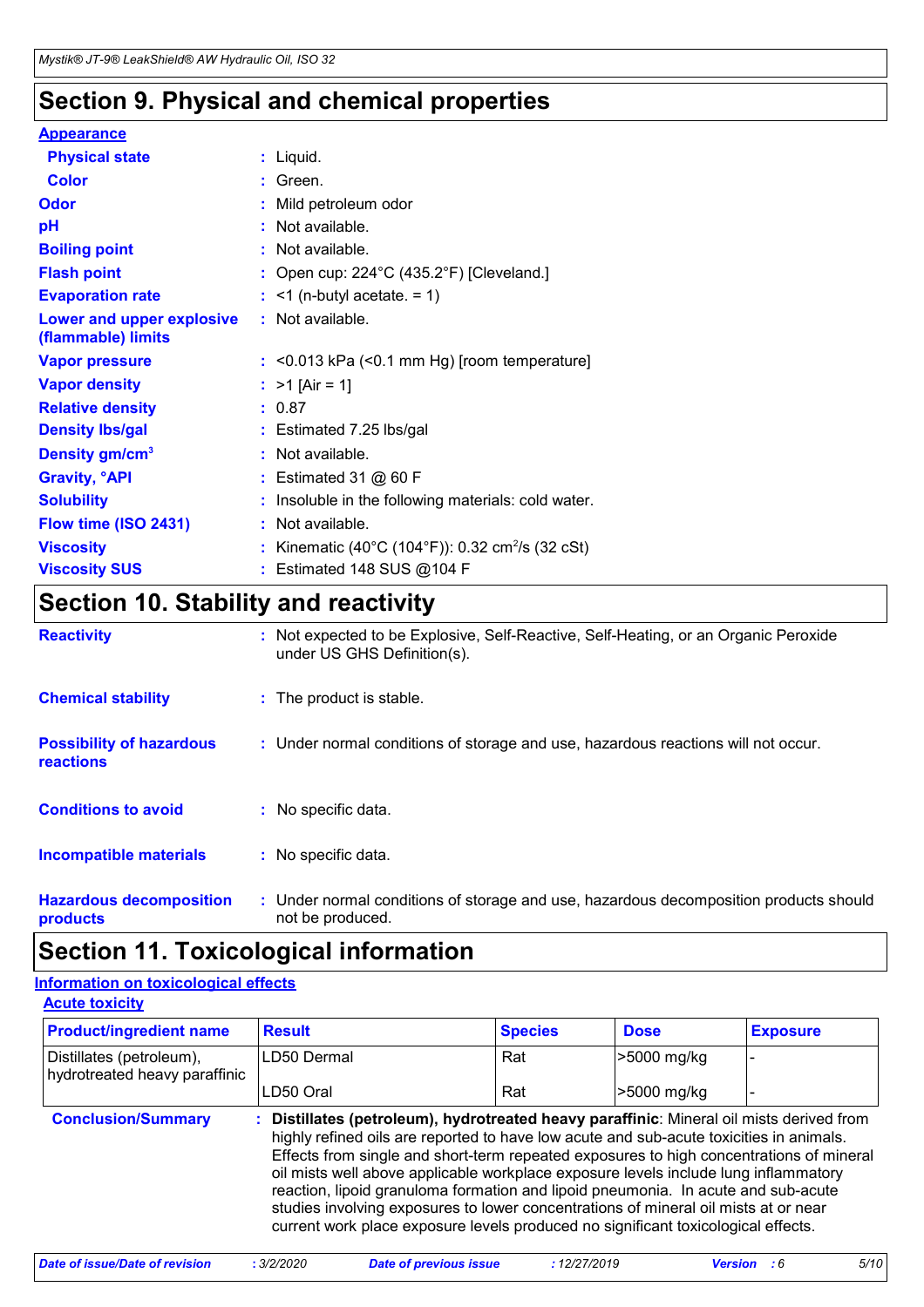# Section 9. Physical and chemical properties

**Appearance**

| | |
|---|---|
| **Physical state** | : Liquid. |
| **Color** | : Green. |
| **Odor** | : Mild petroleum odor |
| **pH** | : Not available. |
| **Boiling point** | : Not available. |
| **Flash point** | : Open cup: 224°C (435.2°F) [Cleveland.] |
| **Evaporation rate** | : <1 (n-butyl acetate. = 1) |
| **Lower and upper explosive (flammable) limits** | : Not available. |
| **Vapor pressure** | : <0.013 kPa (<0.1 mm Hg) [room temperature] |
| **Vapor density** | : >1 [Air = 1] |
| **Relative density** | : 0.87 |
| **Density lbs/gal** | : Estimated 7.25 lbs/gal |
| **Density gm/cm$^3$** | : Not available. |
| **Gravity, °API** | : Estimated 31 @ 60 F |
| **Solubility** | : Insoluble in the following materials: cold water. |
| **Flow time (ISO 2431)** | : Not available. |
| **Viscosity** | : Kinematic (40°C (104°F)): 0.32 cm$^2$/s (32 cSt) |
| **Viscosity SUS** | : Estimated 148 SUS @104 F |

# Section 10. Stability and reactivity

| | |
|---|---|
| **Reactivity** | : Not expected to be Explosive, Self-Reactive, Self-Heating, or an Organic Peroxide under US GHS Definition(s). |
| **Chemical stability** | : The product is stable. |
| **Possibility of hazardous reactions** | : Under normal conditions of storage and use, hazardous reactions will not occur. |
| **Conditions to avoid** | : No specific data. |
| **Incompatible materials** | : No specific data. |
| **Hazardous decomposition products** | : Under normal conditions of storage and use, hazardous decomposition products should not be produced. |

# Section 11. Toxicological information

**Information on toxicological effects**

**Acute toxicity**

| Product/ingredient name | Result | Species | Dose | Exposure |
|---|---|---|---|---|
| Distillates (petroleum), hydrotreated heavy paraffinic | LD50 Dermal | Rat | >5000 mg/kg | - |
| | LD50 Oral | Rat | >5000 mg/kg | - |

**Conclusion/Summary** : **Distillates (petroleum), hydrotreated heavy paraffinic**: Mineral oil mists derived from highly refined oils are reported to have low acute and sub-acute toxicities in animals. Effects from single and short-term repeated exposures to high concentrations of mineral oil mists well above applicable workplace exposure levels include lung inflammatory reaction, lipoid granuloma formation and lipoid pneumonia. In acute and sub-acute studies involving exposures to lower concentrations of mineral oil mists at or near current work place exposure levels produced no significant toxicological effects.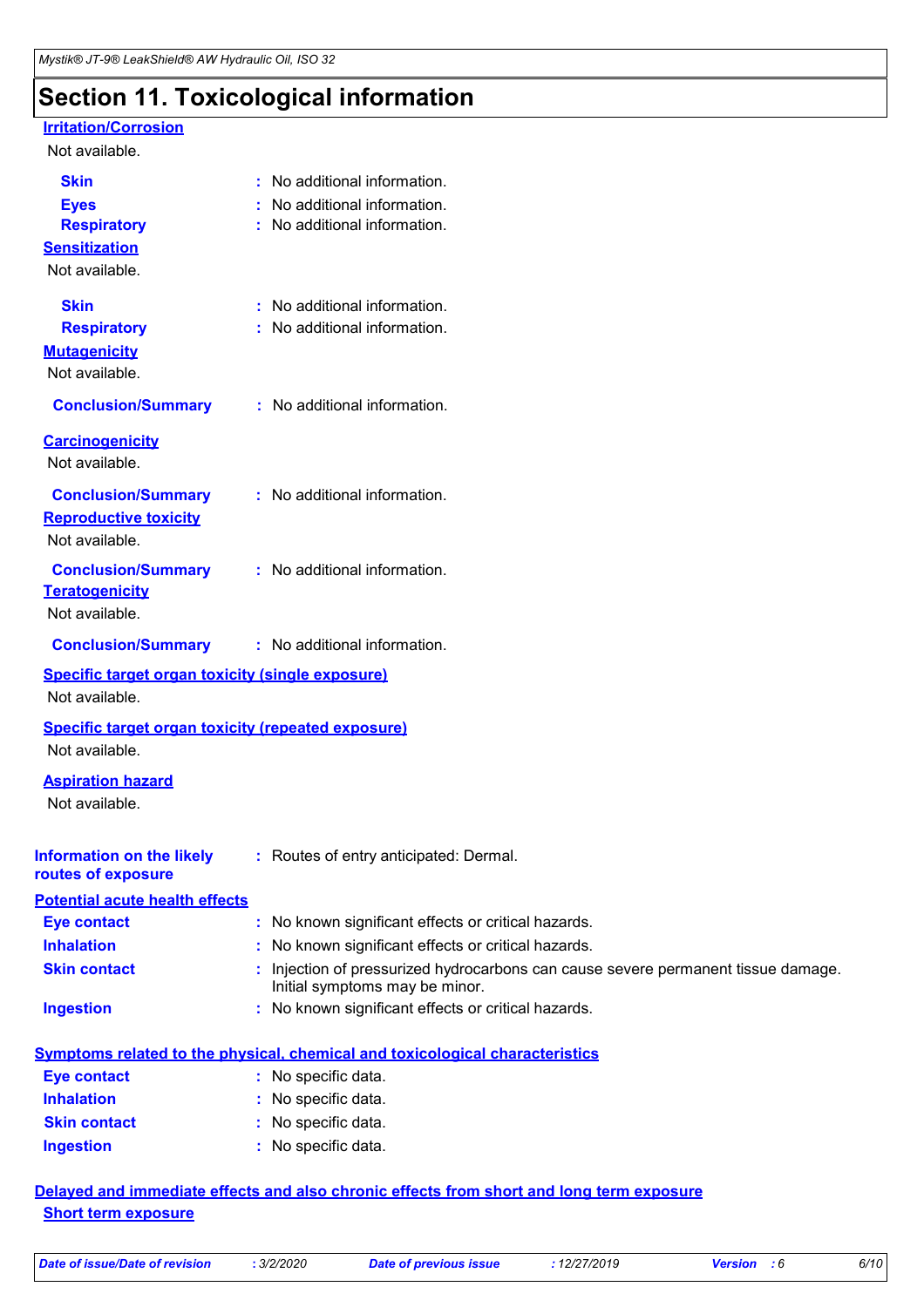# Section 11. Toxicological information

**Irritation/Corrosion**

Not available.

**Skin** : No additional information.

**Eyes** : No additional information.

**Respiratory** : No additional information.

**Sensitization**

Not available.

**Skin** : No additional information.

**Respiratory** : No additional information.

**Mutagenicity**

Not available.

**Conclusion/Summary** : No additional information.

**Carcinogenicity**

Not available.

**Conclusion/Summary** : No additional information.

**Reproductive toxicity**

Not available.

**Conclusion/Summary** : No additional information.

**Teratogenicity**

Not available.

**Conclusion/Summary** : No additional information.

**Specific target organ toxicity (single exposure)**

Not available.

**Specific target organ toxicity (repeated exposure)**

Not available.

**Aspiration hazard**

Not available.

**Information on the likely routes of exposure** : Routes of entry anticipated: Dermal.

**Potential acute health effects**

**Eye contact** : No known significant effects or critical hazards.

**Inhalation** : No known significant effects or critical hazards.

**Skin contact** : Injection of pressurized hydrocarbons can cause severe permanent tissue damage. Initial symptoms may be minor.

**Ingestion** : No known significant effects or critical hazards.

**Symptoms related to the physical, chemical and toxicological characteristics**

**Eye contact** : No specific data.

**Inhalation** : No specific data.

**Skin contact** : No specific data.

**Ingestion** : No specific data.

**Delayed and immediate effects and also chronic effects from short and long term exposure**

**Short term exposure**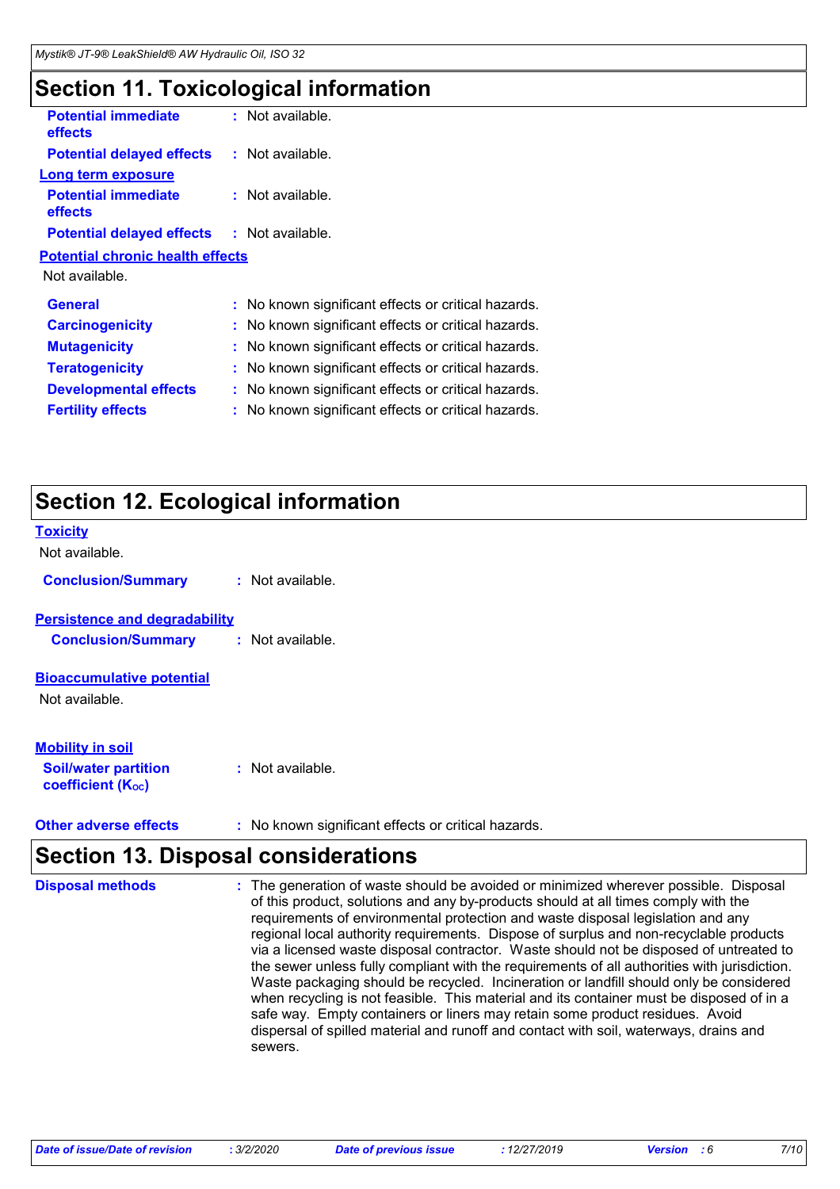## Section 11. Toxicological information

**Potential immediate effects** : Not available.

**Potential delayed effects** : Not available.

**Long term exposure**

**Potential immediate effects** : Not available.

**Potential delayed effects** : Not available.

**Potential chronic health effects**

Not available.

**General** : No known significant effects or critical hazards.

**Carcinogenicity** : No known significant effects or critical hazards.

**Mutagenicity** : No known significant effects or critical hazards.

**Teratogenicity** : No known significant effects or critical hazards.

**Developmental effects** : No known significant effects or critical hazards.

**Fertility effects** : No known significant effects or critical hazards.

## Section 12. Ecological information

**Toxicity**

Not available.

**Conclusion/Summary** : Not available.

**Persistence and degradability**

**Conclusion/Summary** : Not available.

**Bioaccumulative potential**

Not available.

**Mobility in soil**

**Soil/water partition coefficient ($K_{OC}$)** : Not available.

**Other adverse effects** : No known significant effects or critical hazards.

## Section 13. Disposal considerations

**Disposal methods** : The generation of waste should be avoided or minimized wherever possible. Disposal of this product, solutions and any by-products should at all times comply with the requirements of environmental protection and waste disposal legislation and any regional local authority requirements. Dispose of surplus and non-recyclable products via a licensed waste disposal contractor. Waste should not be disposed of untreated to the sewer unless fully compliant with the requirements of all authorities with jurisdiction. Waste packaging should be recycled. Incineration or landfill should only be considered when recycling is not feasible. This material and its container must be disposed of in a safe way. Empty containers or liners may retain some product residues. Avoid dispersal of spilled material and runoff and contact with soil, waterways, drains and sewers.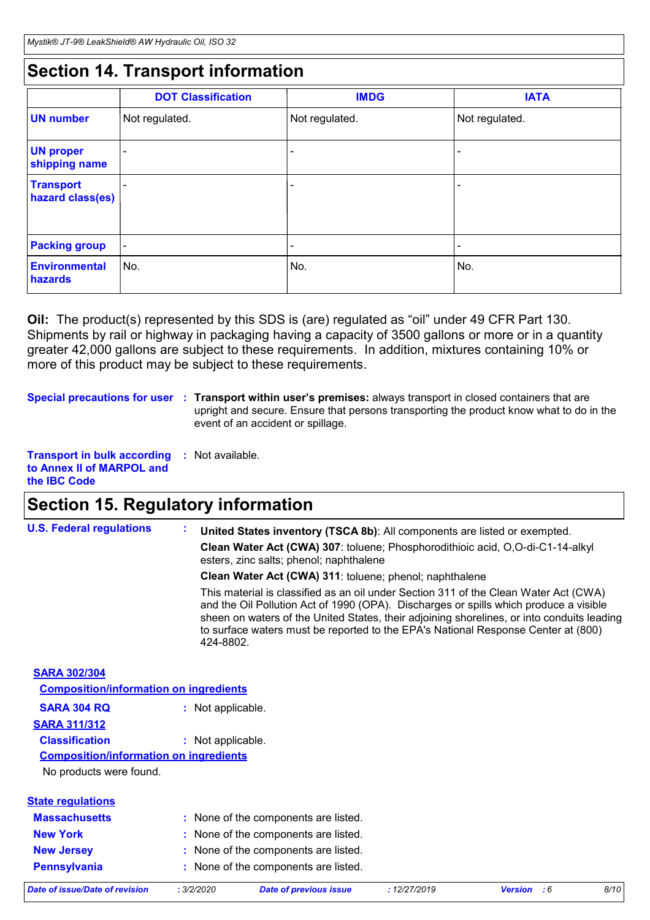## Section 14. Transport information

| | DOT Classification | IMDG | IATA |
|---|---|---|---|
| **UN number** | Not regulated. | Not regulated. | Not regulated. |
| **UN proper shipping name** | - | - | - |
| **Transport hazard class(es)** | - | - | - |
| **Packing group** | - | - | - |
| **Environmental hazards** | No. | No. | No. |

**Oil:** The product(s) represented by this SDS is (are) regulated as “oil” under 49 CFR Part 130. Shipments by rail or highway in packaging having a capacity of 3500 gallons or more or in a quantity greater 42,000 gallons are subject to these requirements. In addition, mixtures containing 10% or more of this product may be subject to these requirements.

**Special precautions for user** : **Transport within user’s premises:** always transport in closed containers that are upright and secure. Ensure that persons transporting the product know what to do in the event of an accident or spillage.

**Transport in bulk according to Annex II of MARPOL and the IBC Code** : Not available.

## Section 15. Regulatory information

**U.S. Federal regulations** :

**United States inventory (TSCA 8b)**: All components are listed or exempted.

**Clean Water Act (CWA) 307**: toluene; Phosphorodithioic acid, O,O-di-C1-14-alkyl esters, zinc salts; phenol; naphthalene

**Clean Water Act (CWA) 311**: toluene; phenol; naphthalene

This material is classified as an oil under Section 311 of the Clean Water Act (CWA) and the Oil Pollution Act of 1990 (OPA). Discharges or spills which produce a visible sheen on waters of the United States, their adjoining shorelines, or into conduits leading to surface waters must be reported to the EPA's National Response Center at (800) 424-8802.

**SARA 302/304**

**Composition/information on ingredients**

**SARA 304 RQ** : Not applicable.

**SARA 311/312**

**Classification** : Not applicable.

**Composition/information on ingredients**

No products were found.

**State regulations**

**Massachusetts** : None of the components are listed.

**New York** : None of the components are listed.

**New Jersey** : None of the components are listed.

**Pennsylvania** : None of the components are listed.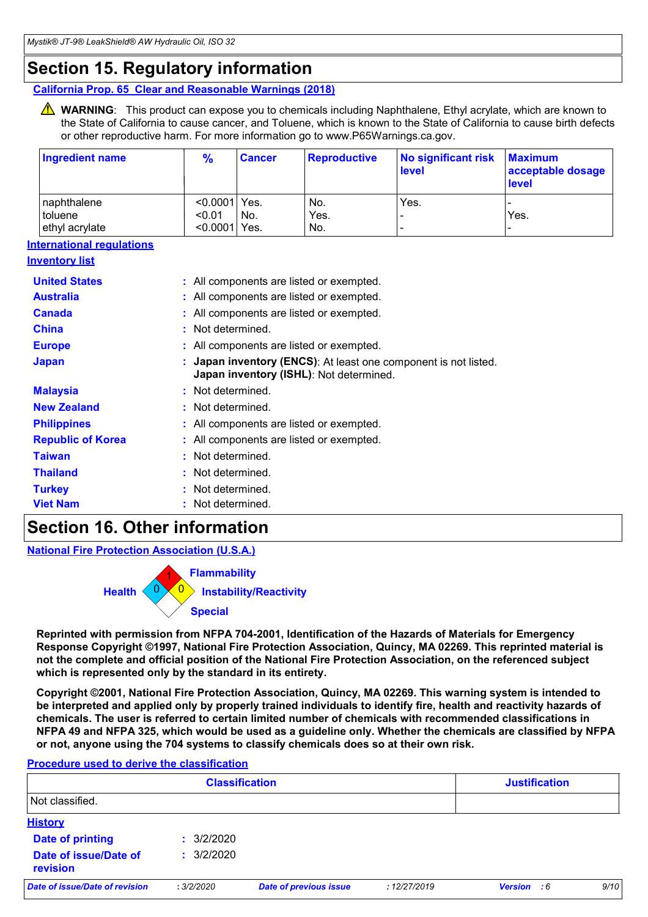# Section 15. Regulatory information

**California Prop. 65 Clear and Reasonable Warnings (2018)**

⚠ **WARNING**: This product can expose you to chemicals including Naphthalene, Ethyl acrylate, which are known to the State of California to cause cancer, and Toluene, which is known to the State of California to cause birth defects or other reproductive harm. For more information go to www.P65Warnings.ca.gov.

| Ingredient name | % | Cancer | Reproductive | No significant risk level | Maximum acceptable dosage level |
|---|---|---|---|---|---|
| naphthalene | <0.0001 | Yes. | No. | Yes. | - |
| toluene | <0.01 | No. | Yes. | - | Yes. |
| ethyl acrylate | <0.0001 | Yes. | No. | - | - |

**International regulations**

**Inventory list**

**United States** : All components are listed or exempted.

**Australia** : All components are listed or exempted.

**Canada** : All components are listed or exempted.

**China** : Not determined.

**Europe** : All components are listed or exempted.

**Japan** : **Japan inventory (ENCS)**: At least one component is not listed.
**Japan inventory (ISHL)**: Not determined.

**Malaysia** : Not determined.

**New Zealand** : Not determined.

**Philippines** : All components are listed or exempted.

**Republic of Korea** : All components are listed or exempted.

**Taiwan** : Not determined.

**Thailand** : Not determined.

**Turkey** : Not determined.

**Viet Nam** : Not determined.

# Section 16. Other information

**National Fire Protection Association (U.S.A.)**

Health: 0
Flammability: 1
Instability/Reactivity: 0
Special:

**Reprinted with permission from NFPA 704-2001, Identification of the Hazards of Materials for Emergency Response Copyright ©1997, National Fire Protection Association, Quincy, MA 02269. This reprinted material is not the complete and official position of the National Fire Protection Association, on the referenced subject which is represented only by the standard in its entirety.**

**Copyright ©2001, National Fire Protection Association, Quincy, MA 02269. This warning system is intended to be interpreted and applied only by properly trained individuals to identify fire, health and reactivity hazards of chemicals. The user is referred to certain limited number of chemicals with recommended classifications in NFPA 49 and NFPA 325, which would be used as a guideline only. Whether the chemicals are classified by NFPA or not, anyone using the 704 systems to classify chemicals does so at their own risk.**

**Procedure used to derive the classification**

| Classification | Justification |
|---|---|
| Not classified. | |

**History**

**Date of printing** : 3/2/2020

**Date of issue/Date of revision** : 3/2/2020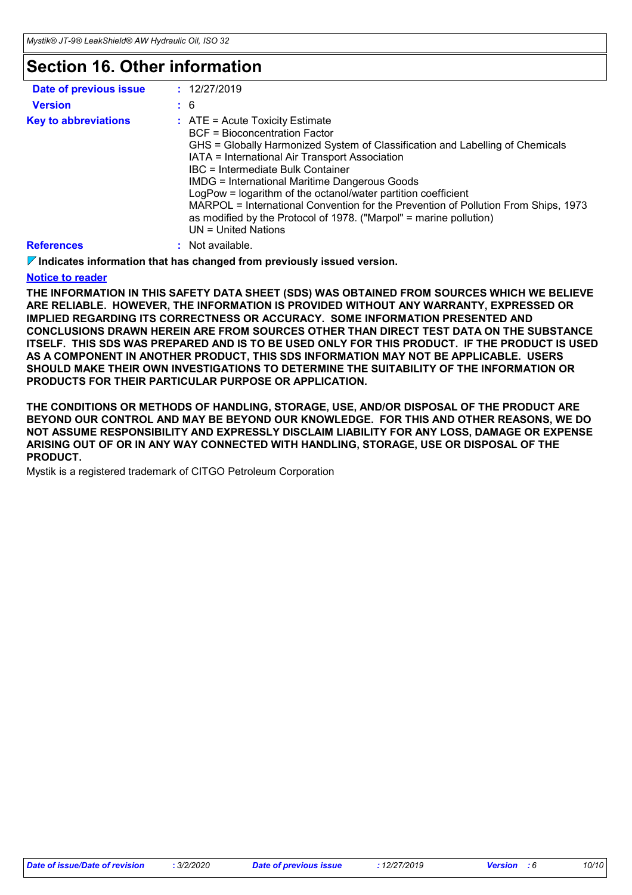# Section 16. Other information

| | | |
|---|---|---|
| **Date of previous issue** | : | 12/27/2019 |
| **Version** | : | 6 |
| **Key to abbreviations** | : | ATE = Acute Toxicity Estimate<br>BCF = Bioconcentration Factor<br>GHS = Globally Harmonized System of Classification and Labelling of Chemicals<br>IATA = International Air Transport Association<br>IBC = Intermediate Bulk Container<br>IMDG = International Maritime Dangerous Goods<br>LogPow = logarithm of the octanol/water partition coefficient<br>MARPOL = International Convention for the Prevention of Pollution From Ships, 1973 as modified by the Protocol of 1978. ("Marpol" = marine pollution)<br>UN = United Nations |
| **References** | : | Not available. |

**Indicates information that has changed from previously issued version.**

**Notice to reader**

**THE INFORMATION IN THIS SAFETY DATA SHEET (SDS) WAS OBTAINED FROM SOURCES WHICH WE BELIEVE ARE RELIABLE. HOWEVER, THE INFORMATION IS PROVIDED WITHOUT ANY WARRANTY, EXPRESSED OR IMPLIED REGARDING ITS CORRECTNESS OR ACCURACY. SOME INFORMATION PRESENTED AND CONCLUSIONS DRAWN HEREIN ARE FROM SOURCES OTHER THAN DIRECT TEST DATA ON THE SUBSTANCE ITSELF. THIS SDS WAS PREPARED AND IS TO BE USED ONLY FOR THIS PRODUCT. IF THE PRODUCT IS USED AS A COMPONENT IN ANOTHER PRODUCT, THIS SDS INFORMATION MAY NOT BE APPLICABLE. USERS SHOULD MAKE THEIR OWN INVESTIGATIONS TO DETERMINE THE SUITABILITY OF THE INFORMATION OR PRODUCTS FOR THEIR PARTICULAR PURPOSE OR APPLICATION.**

**THE CONDITIONS OR METHODS OF HANDLING, STORAGE, USE, AND/OR DISPOSAL OF THE PRODUCT ARE BEYOND OUR CONTROL AND MAY BE BEYOND OUR KNOWLEDGE. FOR THIS AND OTHER REASONS, WE DO NOT ASSUME RESPONSIBILITY AND EXPRESSLY DISCLAIM LIABILITY FOR ANY LOSS, DAMAGE OR EXPENSE ARISING OUT OF OR IN ANY WAY CONNECTED WITH HANDLING, STORAGE, USE OR DISPOSAL OF THE PRODUCT.**

Mystik is a registered trademark of CITGO Petroleum Corporation